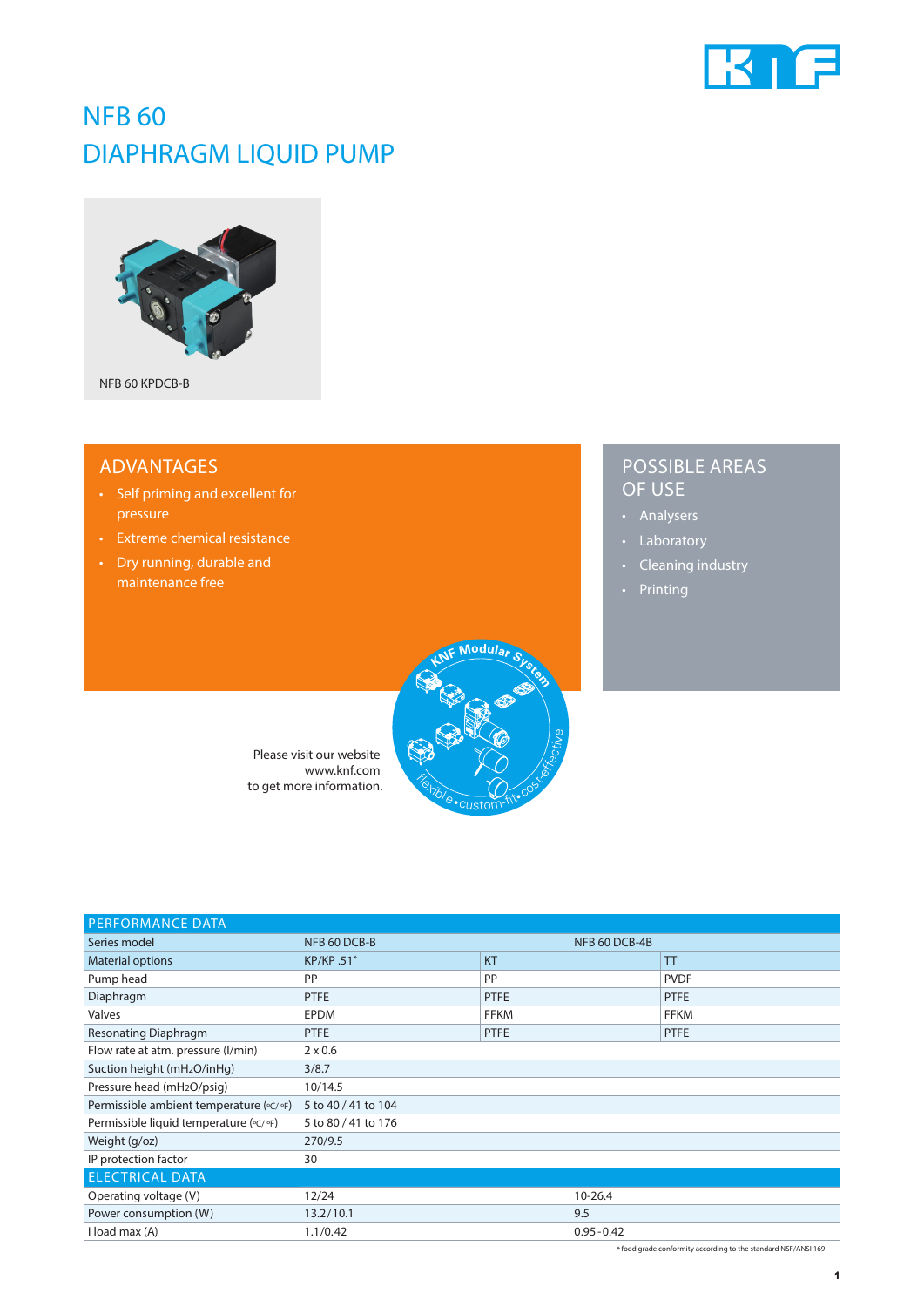# NFB 60
# DIAPHRAGM LIQUID PUMP

NFB 60 KPDCB-B

## ADVANTAGES

- Self priming and excellent for pressure
- Extreme chemical resistance
- Dry running, durable and maintenance free

## POSSIBLE AREAS OF USE

- Analysers
- Laboratory
- Cleaning industry
- Printing

Please visit our website
www.knf.com
to get more information.

KNF Modular System
flexible • custom-fit • cost-effective

| PERFORMANCE DATA | | | |
|---|---|---|---|
| Series model | NFB 60 DCB-B | | NFB 60 DCB-4B |
| Material options | KP/KP .51* | KT | TT |
| Pump head | PP | PP | PVDF |
| Diaphragm | PTFE | PTFE | PTFE |
| Valves | EPDM | FFKM | FFKM |
| Resonating Diaphragm | PTFE | PTFE | PTFE |
| Flow rate at atm. pressure (l/min) | 2 x 0.6 | | |
| Suction height (mH2O/inHg) | 3/8.7 | | |
| Pressure head (mH2O/psig) | 10/14.5 | | |
| Permissible ambient temperature (°C/°F) | 5 to 40 / 41 to 104 | | |
| Permissible liquid temperature (°C/°F) | 5 to 80 / 41 to 176 | | |
| Weight (g/oz) | 270/9.5 | | |
| IP protection factor | 30 | | |
| **ELECTRICAL DATA** | | | |
| Operating voltage (V) | 12/24 | | 10-26.4 |
| Power consumption (W) | 13.2/10.1 | | 9.5 |
| I load max (A) | 1.1/0.42 | | 0.95-0.42 |

* food grade conformity according to the standard NSF/ANSI 169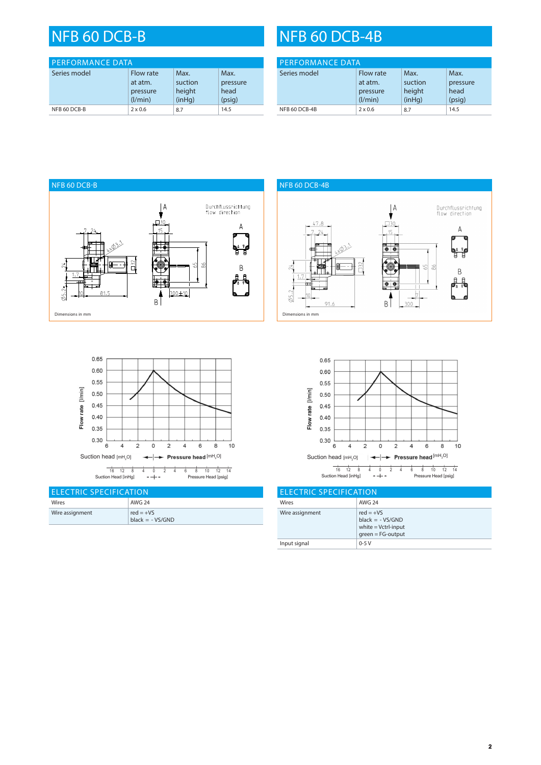# NFB 60 DCB-B

## PERFORMANCE DATA

| Series model | Flow rate at atm. pressure (l/min) | Max. suction height (inHg) | Max. pressure head (psig) |
|---|---|---|---|
| NFB 60 DCB-B | 2 x 0.6 | 8.7 | 14.5 |

## NFB 60 DCB-B

Dimensions in mm

## ELECTRIC SPECIFICATION

| Wires | AWG 24 |
|---|---|
| Wire assignment | red = +VS<br>black = - VS/GND |

# NFB 60 DCB-4B

## PERFORMANCE DATA

| Series model | Flow rate at atm. pressure (l/min) | Max. suction height (inHg) | Max. pressure head (psig) |
|---|---|---|---|
| NFB 60 DCB-4B | 2 x 0.6 | 8.7 | 14.5 |

## NFB 60 DCB-4B

Dimensions in mm

## ELECTRIC SPECIFICATION

| Wires | AWG 24 |
|---|---|
| Wire assignment | red = +VS<br>black = - VS/GND<br>white = Vctrl-input<br>green = FG-output |
| Input signal | 0-5 V |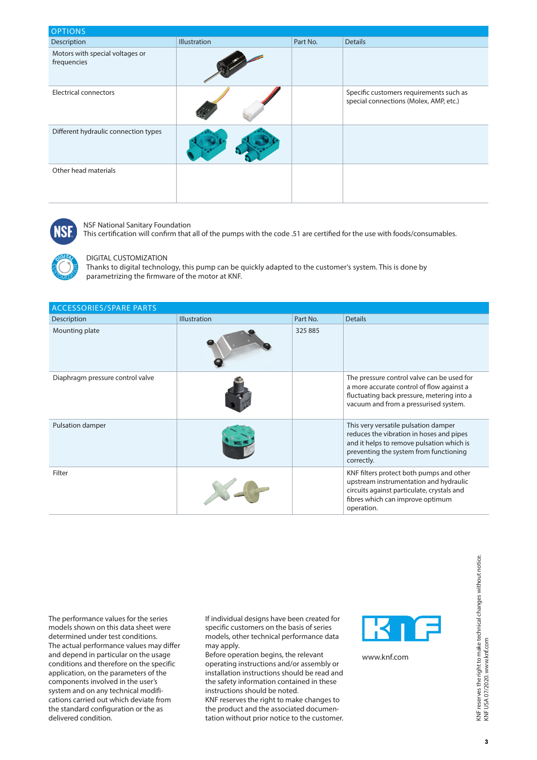## OPTIONS

| Description | Illustration | Part No. | Details |
|---|---|---|---|
| Motors with special voltages or frequencies | | | |
| Electrical connectors | | | Specific customers requirements such as special connections (Molex, AMP, etc.) |
| Different hydraulic connection types | | | |
| Other head materials | | | |

NSF National Sanitary Foundation
This certification will confirm that all of the pumps with the code .51 are certified for the use with foods/consumables.

DIGITAL CUSTOMIZATION
Thanks to digital technology, this pump can be quickly adapted to the customer's system. This is done by parametrizing the firmware of the motor at KNF.

## ACCESSORIES/SPARE PARTS

| Description | Illustration | Part No. | Details |
|---|---|---|---|
| Mounting plate | | 325 885 | |
| Diaphragm pressure control valve | | | The pressure control valve can be used for a more accurate control of flow against a fluctuating back pressure, metering into a vacuum and from a pressurised system. |
| Pulsation damper | | | This very versatile pulsation damper reduces the vibration in hoses and pipes and it helps to remove pulsation which is preventing the system from functioning correctly. |
| Filter | | | KNF filters protect both pumps and other upstream instrumentation and hydraulic circuits against particulate, crystals and fibres which can improve optimum operation. |

The performance values for the series models shown on this data sheet were determined under test conditions. The actual performance values may differ and depend in particular on the usage conditions and therefore on the specific application, on the parameters of the components involved in the user's system and on any technical modifications carried out which deviate from the standard configuration or the as delivered condition.

If individual designs have been created for specific customers on the basis of series models, other technical performance data may apply.
Before operation begins, the relevant operating instructions and/or assembly or installation instructions should be read and the safety information contained in these instructions should be noted.
KNF reserves the right to make changes to the product and the associated documentation without prior notice to the customer.

www.knf.com

KNF reserves the right to make technical changes without notice.
KNF USA 07/2020. www.knf.com